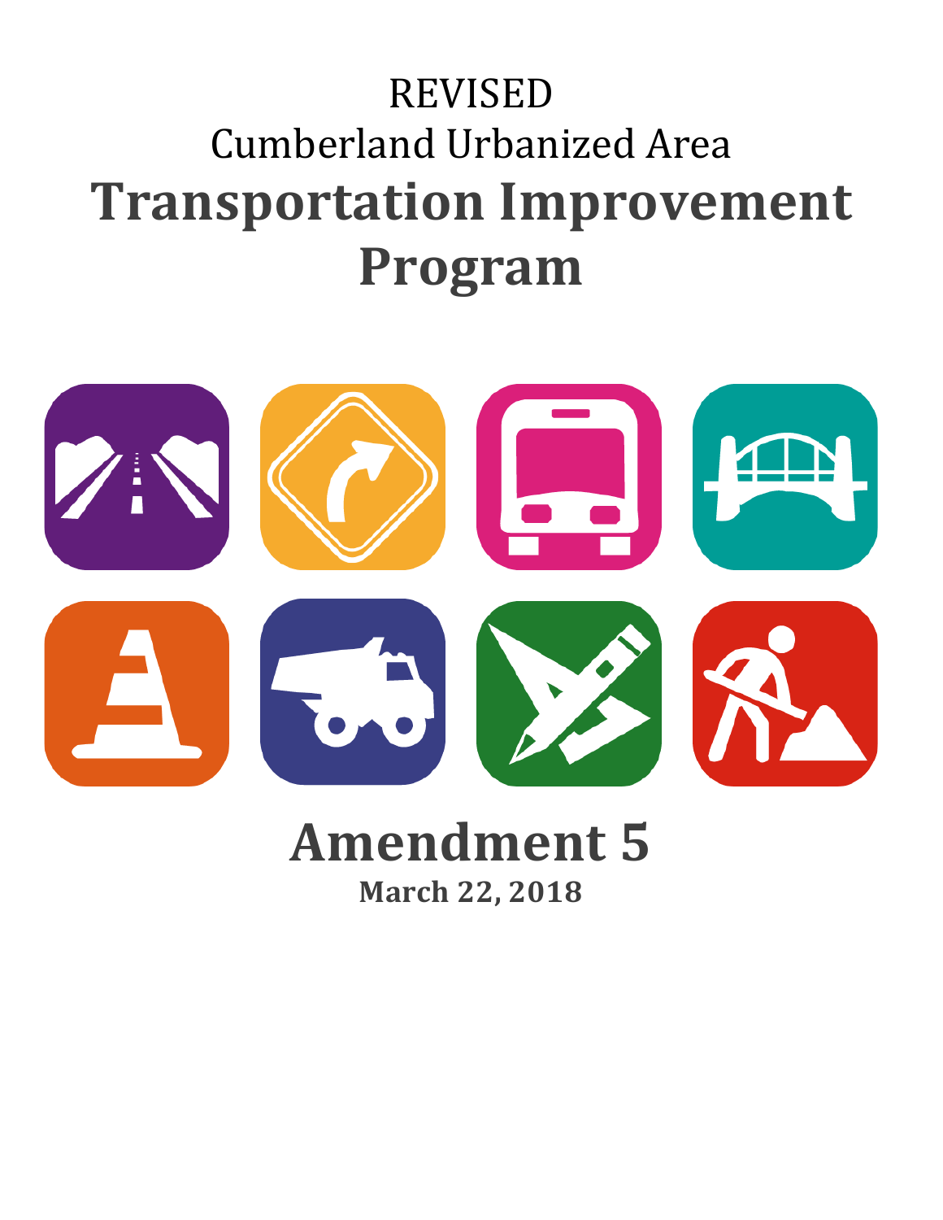# REVISED

## Cumberland Urbanized Area

# Transportation Improvement Program

# Amendment 5

**March 22, 2018**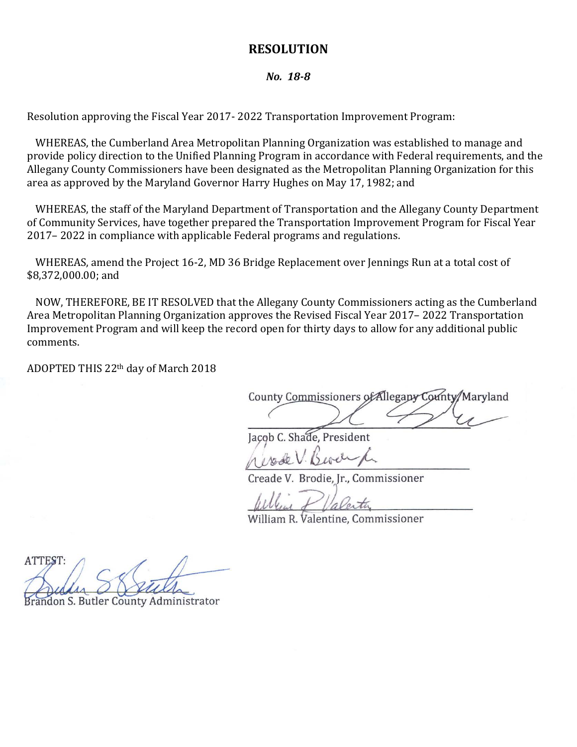# RESOLUTION

*No. 18-8*

Resolution approving the Fiscal Year 2017- 2022 Transportation Improvement Program:

WHEREAS, the Cumberland Area Metropolitan Planning Organization was established to manage and provide policy direction to the Unified Planning Program in accordance with Federal requirements, and the Allegany County Commissioners have been designated as the Metropolitan Planning Organization for this area as approved by the Maryland Governor Harry Hughes on May 17, 1982; and

WHEREAS, the staff of the Maryland Department of Transportation and the Allegany County Department of Community Services, have together prepared the Transportation Improvement Program for Fiscal Year 2017– 2022 in compliance with applicable Federal programs and regulations.

WHEREAS, amend the Project 16-2, MD 36 Bridge Replacement over Jennings Run at a total cost of $8,372,000.00; and

NOW, THEREFORE, BE IT RESOLVED that the Allegany County Commissioners acting as the Cumberland Area Metropolitan Planning Organization approves the Revised Fiscal Year 2017– 2022 Transportation Improvement Program and will keep the record open for thirty days to allow for any additional public comments.

ADOPTED THIS 22th day of March 2018

County Commissioners of Allegany County, Maryland

Jacob C. Shade, President

Creade V. Brodie, Jr., Commissioner

William R. Valentine, Commissioner

ATTEST:

Brandon S. Butler County Administrator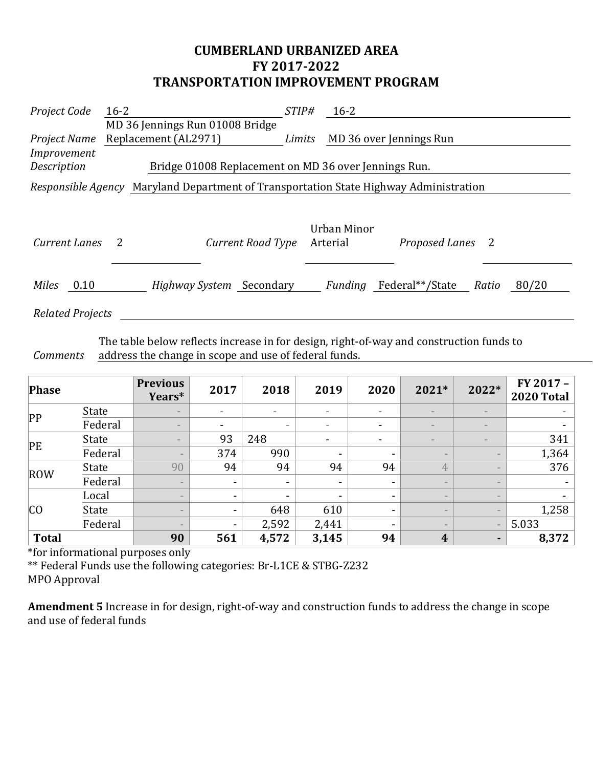# CUMBERLAND URBANIZED AREA
# FY 2017-2022
# TRANSPORTATION IMPROVEMENT PROGRAM

| | | | |
|---|---|---|---|
| *Project Code* | 16-2 | *STIP#* | 16-2 |
| *Project Name* | MD 36 Jennings Run 01008 Bridge Replacement (AL2971) | *Limits* | MD 36 over Jennings Run |
| *Improvement Description* | Bridge 01008 Replacement on MD 36 over Jennings Run. | | |
| *Responsible Agency* | Maryland Department of Transportation State Highway Administration | | |

*Current Lanes* 2 *Current Road Type* Urban Minor Arterial *Proposed Lanes* 2

*Miles* 0.10 *Highway System* Secondary *Funding* Federal**/State *Ratio* 80/20

*Related Projects*

*Comments* The table below reflects increase in for design, right-of-way and construction funds to address the change in scope and use of federal funds.

| Phase | | Previous Years* | 2017 | 2018 | 2019 | 2020 | 2021* | 2022* | FY 2017 – 2020 Total |
|---|---|---|---|---|---|---|---|---|---|
| PP | State | - | - | - | - | - | - | - | - |
| | Federal | - | - | - | - | - | - | - | - |
| PE | State | - | 93 | 248 | - | - | - | - | 341 |
| | Federal | - | 374 | 990 | - | - | - | - | 1,364 |
| ROW | State | 90 | 94 | 94 | 94 | 94 | 4 | - | 376 |
| | Federal | - | - | - | - | - | - | - | - |
| CO | Local | - | - | - | - | - | - | - | - |
| | State | - | - | 648 | 610 | - | - | - | 1,258 |
| | Federal | - | - | 2,592 | 2,441 | - | - | - | 5.033 |
| **Total** | | **90** | **561** | **4,572** | **3,145** | **94** | **4** | **-** | **8,372** |

*for informational purposes only
** Federal Funds use the following categories: Br-L1CE & STBG-Z232
MPO Approval

**Amendment 5** Increase in for design, right-of-way and construction funds to address the change in scope and use of federal funds